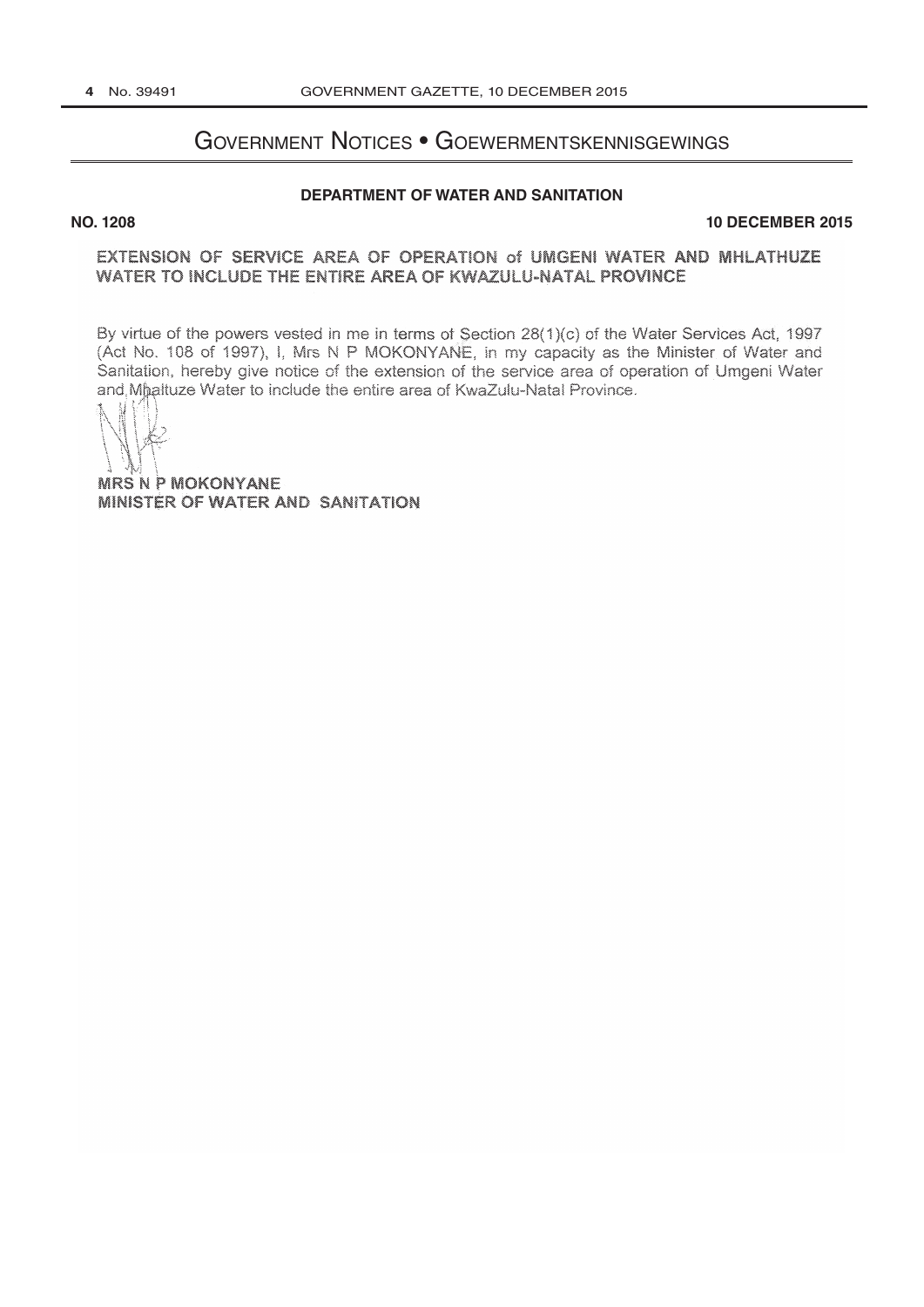# Government Notices • Goewermentskennisgewings

## DEPARTMENT OF WATER AND SANITATION

**NO. 1208** **10 DECEMBER 2015**

**EXTENSION OF SERVICE AREA OF OPERATION of UMGENI WATER AND MHLATHUZE WATER TO INCLUDE THE ENTIRE AREA OF KWAZULU-NATAL PROVINCE**

By virtue of the powers vested in me in terms of Section 28(1)(c) of the Water Services Act, 1997 (Act No. 108 of 1997), I, Mrs N P MOKONYANE, in my capacity as the Minister of Water and Sanitation, hereby give notice of the extension of the service area of operation of Umgeni Water and Mhaltuze Water to include the entire area of KwaZulu-Natal Province.

**MRS N P MOKONYANE**
**MINISTER OF WATER AND SANITATION**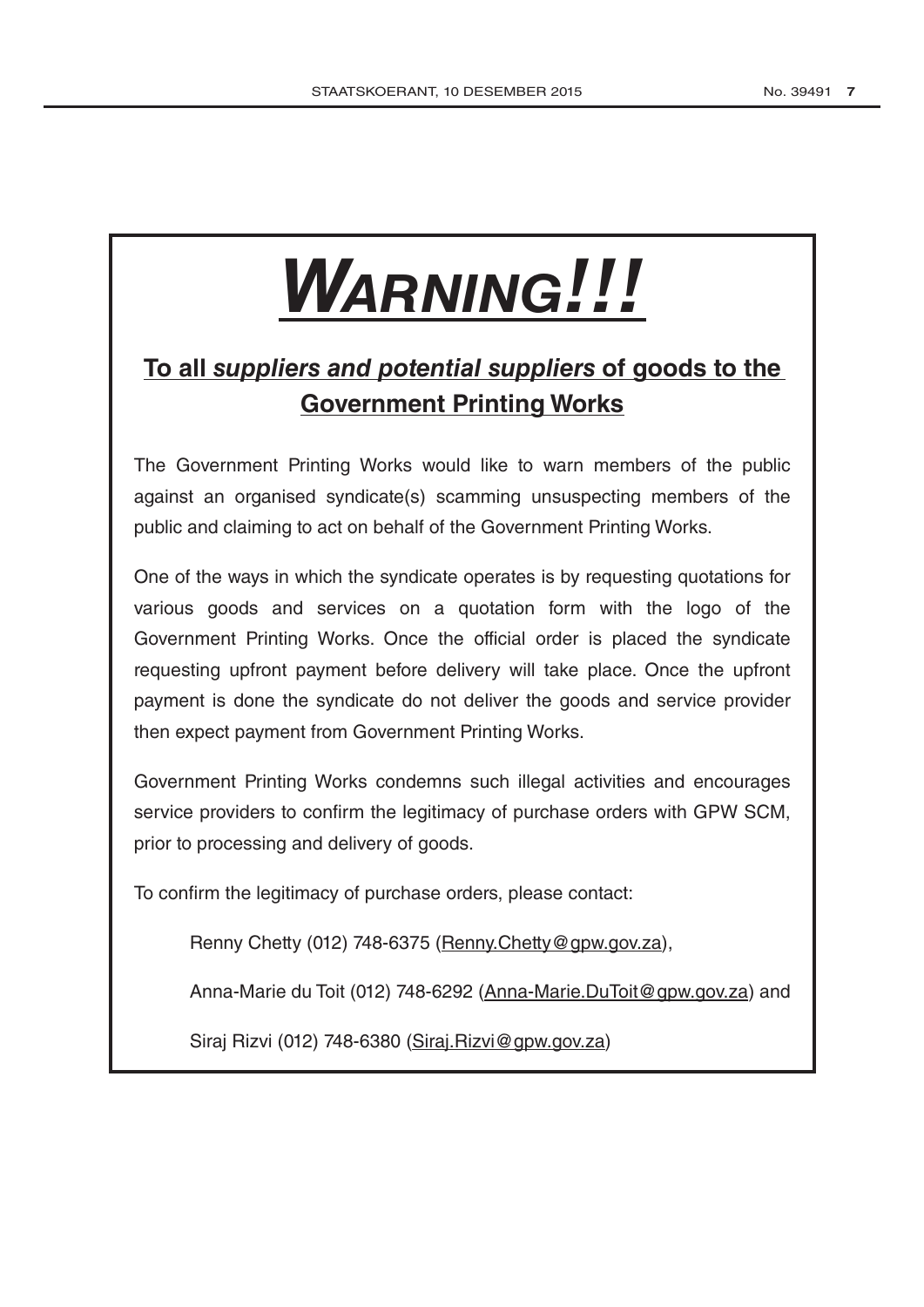# ***WARNING!!!***

## **To all *suppliers and potential suppliers* of goods to the Government Printing Works**

The Government Printing Works would like to warn members of the public against an organised syndicate(s) scamming unsuspecting members of the public and claiming to act on behalf of the Government Printing Works.

One of the ways in which the syndicate operates is by requesting quotations for various goods and services on a quotation form with the logo of the Government Printing Works. Once the official order is placed the syndicate requesting upfront payment before delivery will take place. Once the upfront payment is done the syndicate do not deliver the goods and service provider then expect payment from Government Printing Works.

Government Printing Works condemns such illegal activities and encourages service providers to confirm the legitimacy of purchase orders with GPW SCM, prior to processing and delivery of goods.

To confirm the legitimacy of purchase orders, please contact:

Renny Chetty (012) 748-6375 (Renny.Chetty@gpw.gov.za),

Anna-Marie du Toit (012) 748-6292 (Anna-Marie.DuToit@gpw.gov.za) and

Siraj Rizvi (012) 748-6380 (Siraj.Rizvi@gpw.gov.za)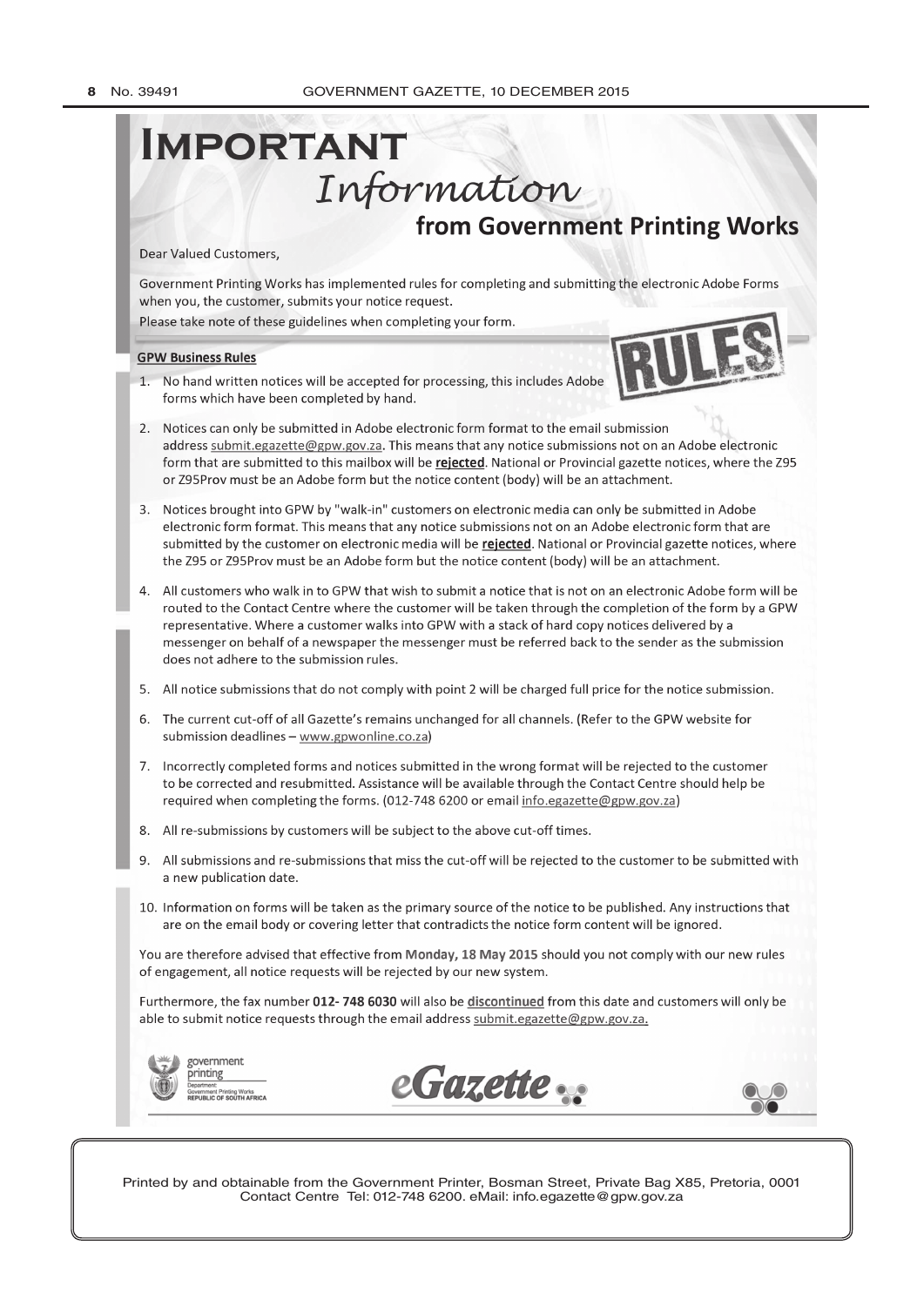# Important Information from Government Printing Works

Dear Valued Customers,

Government Printing Works has implemented rules for completing and submitting the electronic Adobe Forms when you, the customer, submits your notice request.

Please take note of these guidelines when completing your form.

RULES

**GPW Business Rules**

1. No hand written notices will be accepted for processing, this includes Adobe forms which have been completed by hand.
2. Notices can only be submitted in Adobe electronic form format to the email submission address submit.egazette@gpw.gov.za. This means that any notice submissions not on an Adobe electronic form that are submitted to this mailbox will be **rejected**. National or Provincial gazette notices, where the Z95 or Z95Prov must be an Adobe form but the notice content (body) will be an attachment.
3. Notices brought into GPW by "walk-in" customers on electronic media can only be submitted in Adobe electronic form format. This means that any notice submissions not on an Adobe electronic form that are submitted by the customer on electronic media will be **rejected**. National or Provincial gazette notices, where the Z95 or Z95Prov must be an Adobe form but the notice content (body) will be an attachment.
4. All customers who walk in to GPW that wish to submit a notice that is not on an electronic Adobe form will be routed to the Contact Centre where the customer will be taken through the completion of the form by a GPW representative. Where a customer walks into GPW with a stack of hard copy notices delivered by a messenger on behalf of a newspaper the messenger must be referred back to the sender as the submission does not adhere to the submission rules.
5. All notice submissions that do not comply with point 2 will be charged full price for the notice submission.
6. The current cut-off of all Gazette's remains unchanged for all channels. (Refer to the GPW website for submission deadlines – www.gpwonline.co.za)
7. Incorrectly completed forms and notices submitted in the wrong format will be rejected to the customer to be corrected and resubmitted. Assistance will be available through the Contact Centre should help be required when completing the forms. (012-748 6200 or email info.egazette@gpw.gov.za)
8. All re-submissions by customers will be subject to the above cut-off times.
9. All submissions and re-submissions that miss the cut-off will be rejected to the customer to be submitted with a new publication date.
10. Information on forms will be taken as the primary source of the notice to be published. Any instructions that are on the email body or covering letter that contradicts the notice form content will be ignored.

You are therefore advised that effective from **Monday, 18 May 2015** should you not comply with our new rules of engagement, all notice requests will be rejected by our new system.

Furthermore, the fax number **012- 748 6030** will also be discontinued from this date and customers will only be able to submit notice requests through the email address submit.egazette@gpw.gov.za.

government printing
Department: Government Printing Works
REPUBLIC OF SOUTH AFRICA

eGazette

Printed by and obtainable from the Government Printer, Bosman Street, Private Bag X85, Pretoria, 0001
Contact Centre Tel: 012-748 6200. eMail: info.egazette@gpw.gov.za